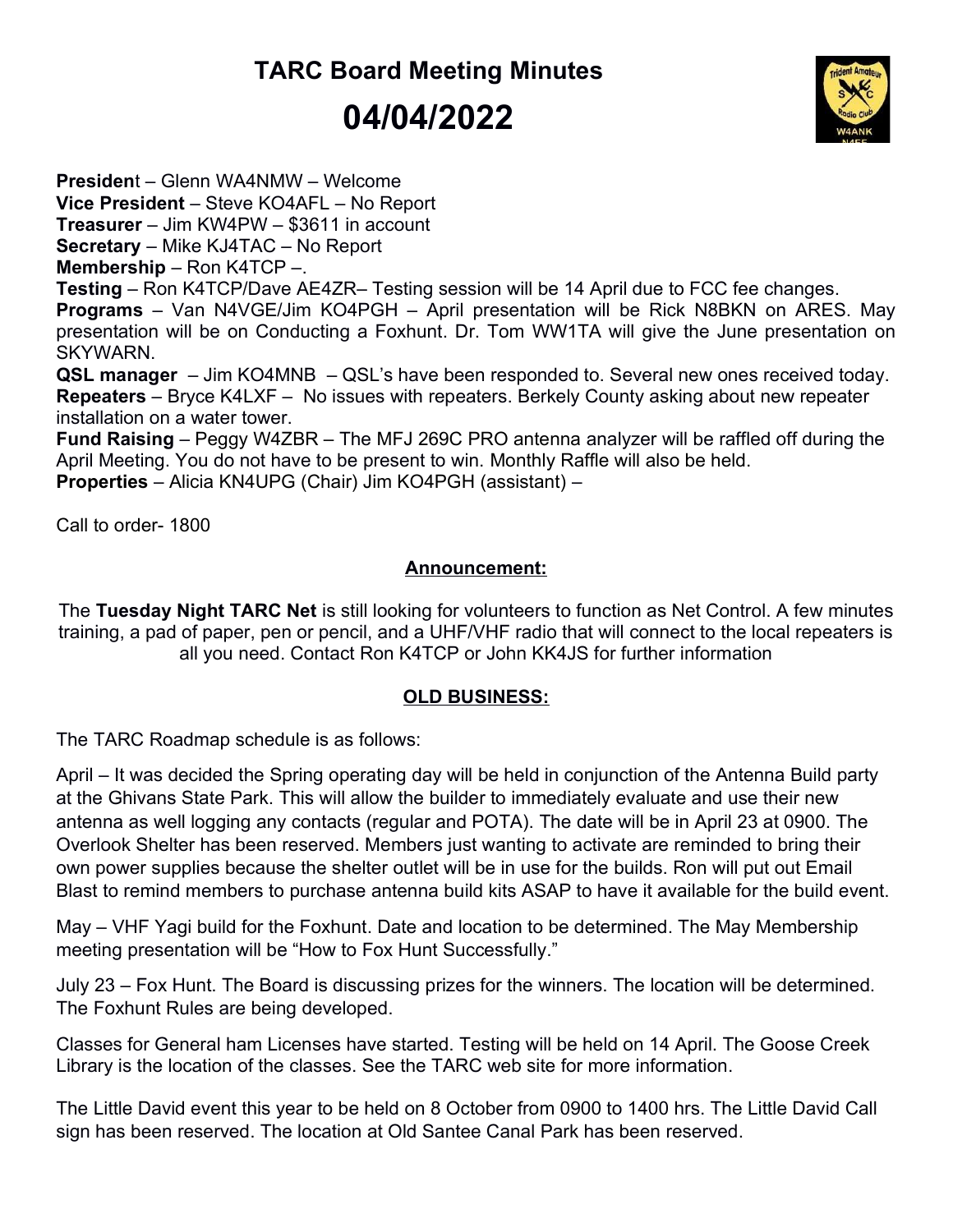# TARC Board Meeting Minutes

# 04/04/2022

**President** – Glenn WA4NMW – Welcome
**Vice President** – Steve KO4AFL – No Report
**Treasurer** – Jim KW4PW – $3611 in account
**Secretary** – Mike KJ4TAC – No Report
**Membership** – Ron K4TCP –.
**Testing** – Ron K4TCP/Dave AE4ZR– Testing session will be 14 April due to FCC fee changes.
**Programs** – Van N4VGE/Jim KO4PGH – April presentation will be Rick N8BKN on ARES. May presentation will be on Conducting a Foxhunt. Dr. Tom WW1TA will give the June presentation on SKYWARN.
**QSL manager** – Jim KO4MNB – QSL's have been responded to. Several new ones received today.
**Repeaters** – Bryce K4LXF – No issues with repeaters. Berkely County asking about new repeater installation on a water tower.
**Fund Raising** – Peggy W4ZBR – The MFJ 269C PRO antenna analyzer will be raffled off during the April Meeting. You do not have to be present to win. Monthly Raffle will also be held.
**Properties** – Alicia KN4UPG (Chair) Jim KO4PGH (assistant) –

Call to order- 1800

## Announcement:

The **Tuesday Night TARC Net** is still looking for volunteers to function as Net Control. A few minutes training, a pad of paper, pen or pencil, and a UHF/VHF radio that will connect to the local repeaters is all you need. Contact Ron K4TCP or John KK4JS for further information

## OLD BUSINESS:

The TARC Roadmap schedule is as follows:

April – It was decided the Spring operating day will be held in conjunction of the Antenna Build party at the Ghivans State Park. This will allow the builder to immediately evaluate and use their new antenna as well logging any contacts (regular and POTA). The date will be in April 23 at 0900. The Overlook Shelter has been reserved. Members just wanting to activate are reminded to bring their own power supplies because the shelter outlet will be in use for the builds. Ron will put out Email Blast to remind members to purchase antenna build kits ASAP to have it available for the build event.

May – VHF Yagi build for the Foxhunt. Date and location to be determined. The May Membership meeting presentation will be "How to Fox Hunt Successfully."

July 23 – Fox Hunt. The Board is discussing prizes for the winners. The location will be determined. The Foxhunt Rules are being developed.

Classes for General ham Licenses have started. Testing will be held on 14 April. The Goose Creek Library is the location of the classes. See the TARC web site for more information.

The Little David event this year to be held on 8 October from 0900 to 1400 hrs. The Little David Call sign has been reserved. The location at Old Santee Canal Park has been reserved.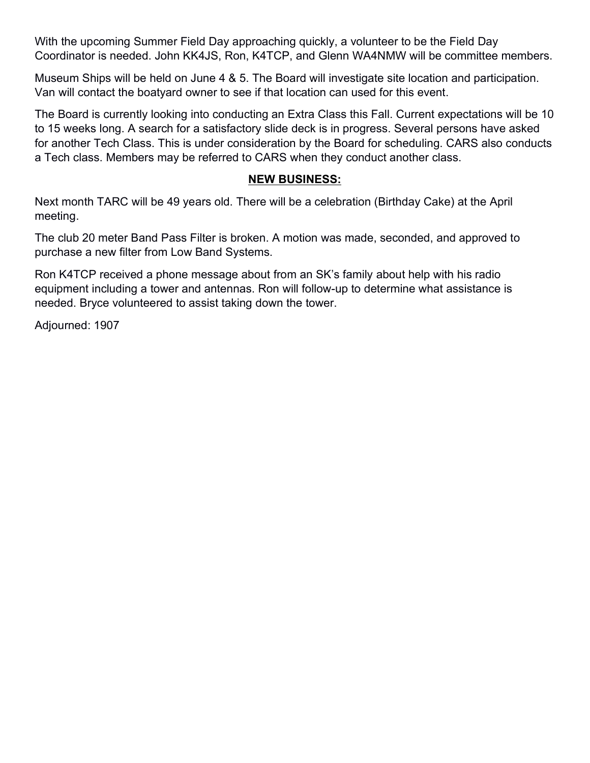With the upcoming Summer Field Day approaching quickly, a volunteer to be the Field Day Coordinator is needed. John KK4JS, Ron, K4TCP, and Glenn WA4NMW will be committee members.

Museum Ships will be held on June 4 & 5. The Board will investigate site location and participation. Van will contact the boatyard owner to see if that location can used for this event.

The Board is currently looking into conducting an Extra Class this Fall. Current expectations will be 10 to 15 weeks long. A search for a satisfactory slide deck is in progress. Several persons have asked for another Tech Class. This is under consideration by the Board for scheduling. CARS also conducts a Tech class. Members may be referred to CARS when they conduct another class.

**NEW BUSINESS:**

Next month TARC will be 49 years old. There will be a celebration (Birthday Cake) at the April meeting.

The club 20 meter Band Pass Filter is broken. A motion was made, seconded, and approved to purchase a new filter from Low Band Systems.

Ron K4TCP received a phone message about from an SK's family about help with his radio equipment including a tower and antennas. Ron will follow-up to determine what assistance is needed. Bryce volunteered to assist taking down the tower.

Adjourned: 1907